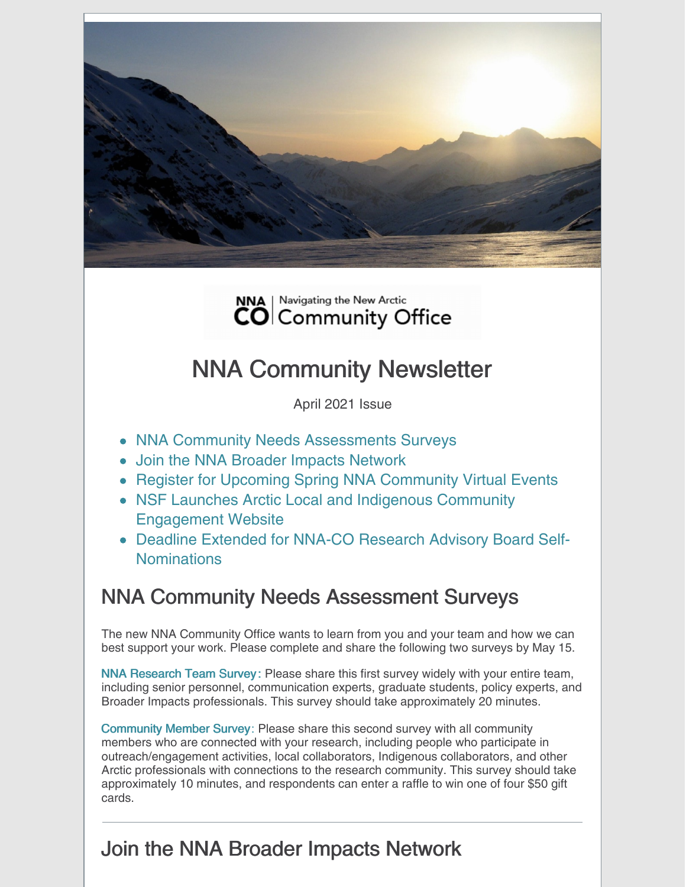NNA | Navigating the New Arctic
CO | Community Office

# NNA Community Newsletter

April 2021 Issue

- NNA Community Needs Assessments Surveys
- Join the NNA Broader Impacts Network
- Register for Upcoming Spring NNA Community Virtual Events
- NSF Launches Arctic Local and Indigenous Community Engagement Website
- Deadline Extended for NNA-CO Research Advisory Board Self-Nominations

## NNA Community Needs Assessment Surveys

The new NNA Community Office wants to learn from you and your team and how we can best support your work. Please complete and share the following two surveys by May 15.

NNA Research Team Survey: Please share this first survey widely with your entire team, including senior personnel, communication experts, graduate students, policy experts, and Broader Impacts professionals. This survey should take approximately 20 minutes.

Community Member Survey: Please share this second survey with all community members who are connected with your research, including people who participate in outreach/engagement activities, local collaborators, Indigenous collaborators, and other Arctic professionals with connections to the research community. This survey should take approximately 10 minutes, and respondents can enter a raffle to win one of four $50 gift cards.

---

## Join the NNA Broader Impacts Network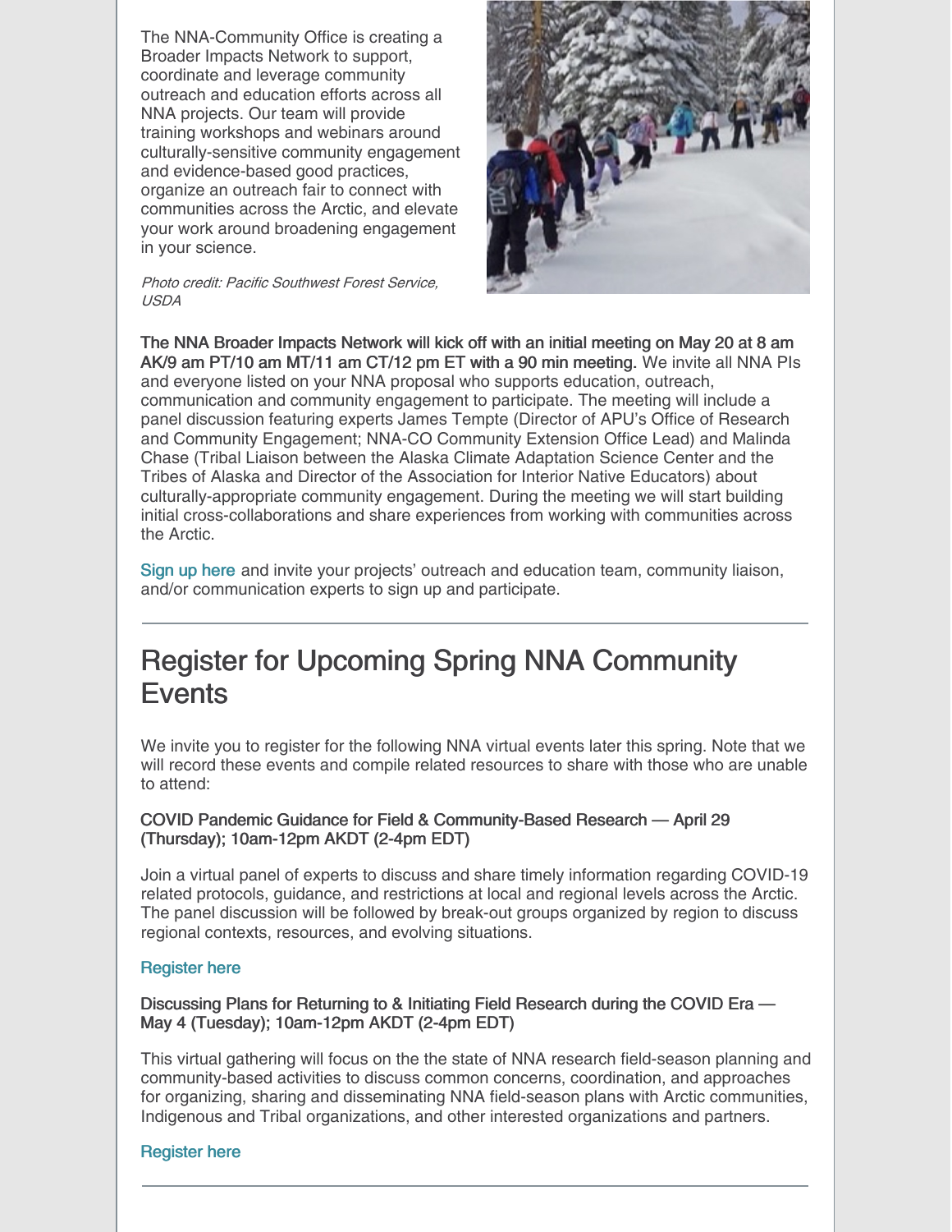The NNA-Community Office is creating a Broader Impacts Network to support, coordinate and leverage community outreach and education efforts across all NNA projects. Our team will provide training workshops and webinars around culturally-sensitive community engagement and evidence-based good practices, organize an outreach fair to connect with communities across the Arctic, and elevate your work around broadening engagement in your science.

*Photo credit: Pacific Southwest Forest Service, USDA*

**The NNA Broader Impacts Network will kick off with an initial meeting on May 20 at 8 am AK/9 am PT/10 am MT/11 am CT/12 pm ET with a 90 min meeting.** We invite all NNA PIs and everyone listed on your NNA proposal who supports education, outreach, communication and community engagement to participate. The meeting will include a panel discussion featuring experts James Tempte (Director of APU's Office of Research and Community Engagement; NNA-CO Community Extension Office Lead) and Malinda Chase (Tribal Liaison between the Alaska Climate Adaptation Science Center and the Tribes of Alaska and Director of the Association for Interior Native Educators) about culturally-appropriate community engagement. During the meeting we will start building initial cross-collaborations and share experiences from working with communities across the Arctic.

Sign up here and invite your projects' outreach and education team, community liaison, and/or communication experts to sign up and participate.

---

## Register for Upcoming Spring NNA Community Events

We invite you to register for the following NNA virtual events later this spring. Note that we will record these events and compile related resources to share with those who are unable to attend:

**COVID Pandemic Guidance for Field & Community-Based Research — April 29 (Thursday); 10am-12pm AKDT (2-4pm EDT)**

Join a virtual panel of experts to discuss and share timely information regarding COVID-19 related protocols, guidance, and restrictions at local and regional levels across the Arctic. The panel discussion will be followed by break-out groups organized by region to discuss regional contexts, resources, and evolving situations.

Register here

**Discussing Plans for Returning to & Initiating Field Research during the COVID Era — May 4 (Tuesday); 10am-12pm AKDT (2-4pm EDT)**

This virtual gathering will focus on the the state of NNA research field-season planning and community-based activities to discuss common concerns, coordination, and approaches for organizing, sharing and disseminating NNA field-season plans with Arctic communities, Indigenous and Tribal organizations, and other interested organizations and partners.

Register here

---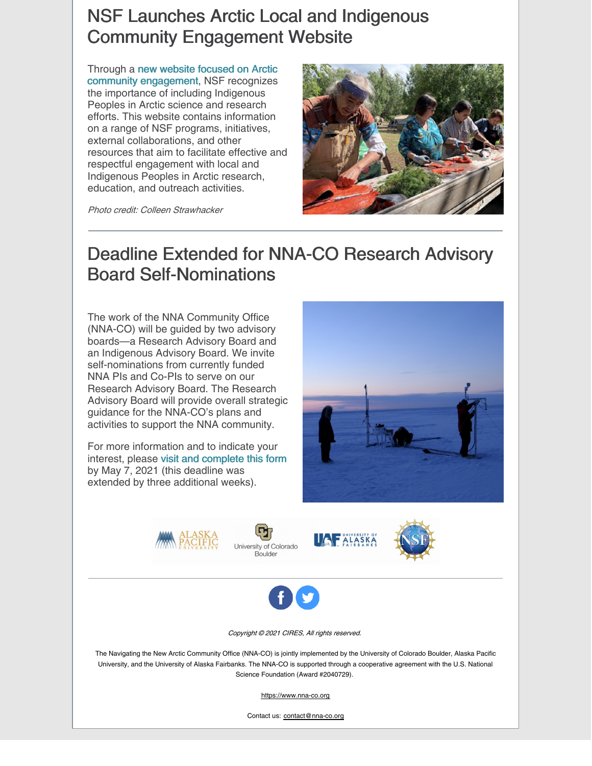# NSF Launches Arctic Local and Indigenous Community Engagement Website

Through a new website focused on Arctic community engagement, NSF recognizes the importance of including Indigenous Peoples in Arctic science and research efforts. This website contains information on a range of NSF programs, initiatives, external collaborations, and other resources that aim to facilitate effective and respectful engagement with local and Indigenous Peoples in Arctic research, education, and outreach activities.

*Photo credit: Colleen Strawhacker*

---

# Deadline Extended for NNA-CO Research Advisory Board Self-Nominations

The work of the NNA Community Office (NNA-CO) will be guided by two advisory boards—a Research Advisory Board and an Indigenous Advisory Board. We invite self-nominations from currently funded NNA PIs and Co-PIs to serve on our Research Advisory Board. The Research Advisory Board will provide overall strategic guidance for the NNA-CO's plans and activities to support the NNA community.

For more information and to indicate your interest, please visit and complete this form by May 7, 2021 (this deadline was extended by three additional weeks).

---

*Copyright © 2021 CIRES, All rights reserved.*

The Navigating the New Arctic Community Office (NNA-CO) is jointly implemented by the University of Colorado Boulder, Alaska Pacific University, and the University of Alaska Fairbanks. The NNA-CO is supported through a cooperative agreement with the U.S. National Science Foundation (Award #2040729).

https://www.nna-co.org

Contact us: contact@nna-co.org